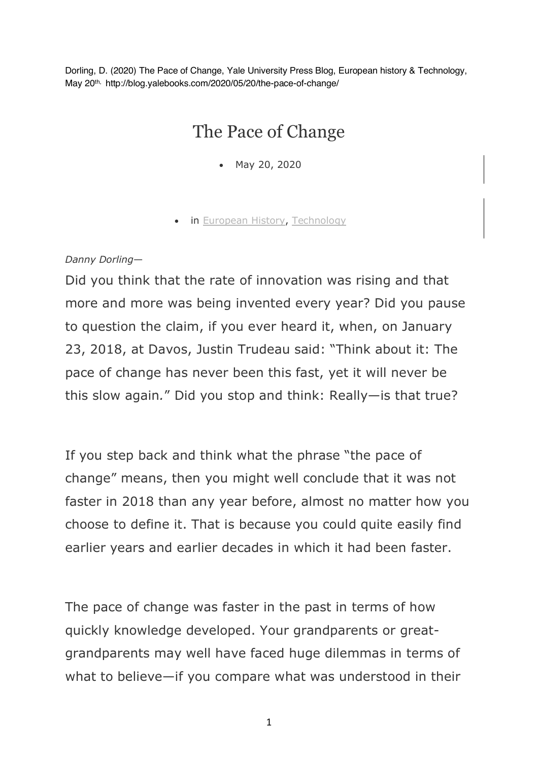Dorling, D. (2020) The Pace of Change, Yale University Press Blog, European history & Technology, May 20th, http://blog.yalebooks.com/2020/05/20/the-pace-of-change/

# The Pace of Change

- May 20, 2020

- in European History, Technology

*Danny Dorling—*

Did you think that the rate of innovation was rising and that more and more was being invented every year? Did you pause to question the claim, if you ever heard it, when, on January 23, 2018, at Davos, Justin Trudeau said: "Think about it: The pace of change has never been this fast, yet it will never be this slow again*.*" Did you stop and think: Really—is that true?

If you step back and think what the phrase "the pace of change" means, then you might well conclude that it was not faster in 2018 than any year before, almost no matter how you choose to define it. That is because you could quite easily find earlier years and earlier decades in which it had been faster.

The pace of change was faster in the past in terms of how quickly knowledge developed. Your grandparents or great-grandparents may well have faced huge dilemmas in terms of what to believe—if you compare what was understood in their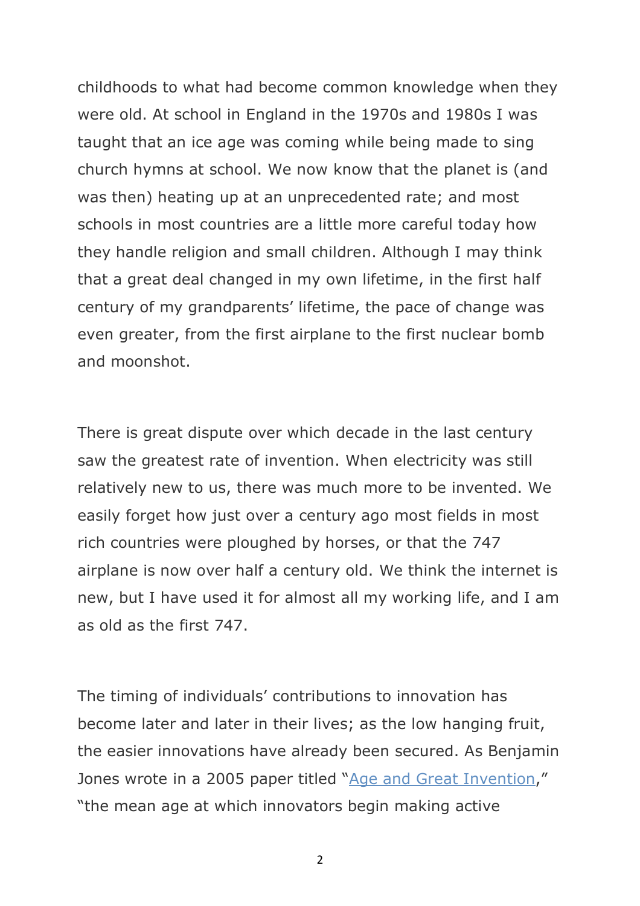childhoods to what had become common knowledge when they were old. At school in England in the 1970s and 1980s I was taught that an ice age was coming while being made to sing church hymns at school. We now know that the planet is (and was then) heating up at an unprecedented rate; and most schools in most countries are a little more careful today how they handle religion and small children. Although I may think that a great deal changed in my own lifetime, in the first half century of my grandparents' lifetime, the pace of change was even greater, from the first airplane to the first nuclear bomb and moonshot.

There is great dispute over which decade in the last century saw the greatest rate of invention. When electricity was still relatively new to us, there was much more to be invented. We easily forget how just over a century ago most fields in most rich countries were ploughed by horses, or that the 747 airplane is now over half a century old. We think the internet is new, but I have used it for almost all my working life, and I am as old as the first 747.

The timing of individuals' contributions to innovation has become later and later in their lives; as the low hanging fruit, the easier innovations have already been secured. As Benjamin Jones wrote in a 2005 paper titled "[Age and Great Invention](#)," "the mean age at which innovators begin making active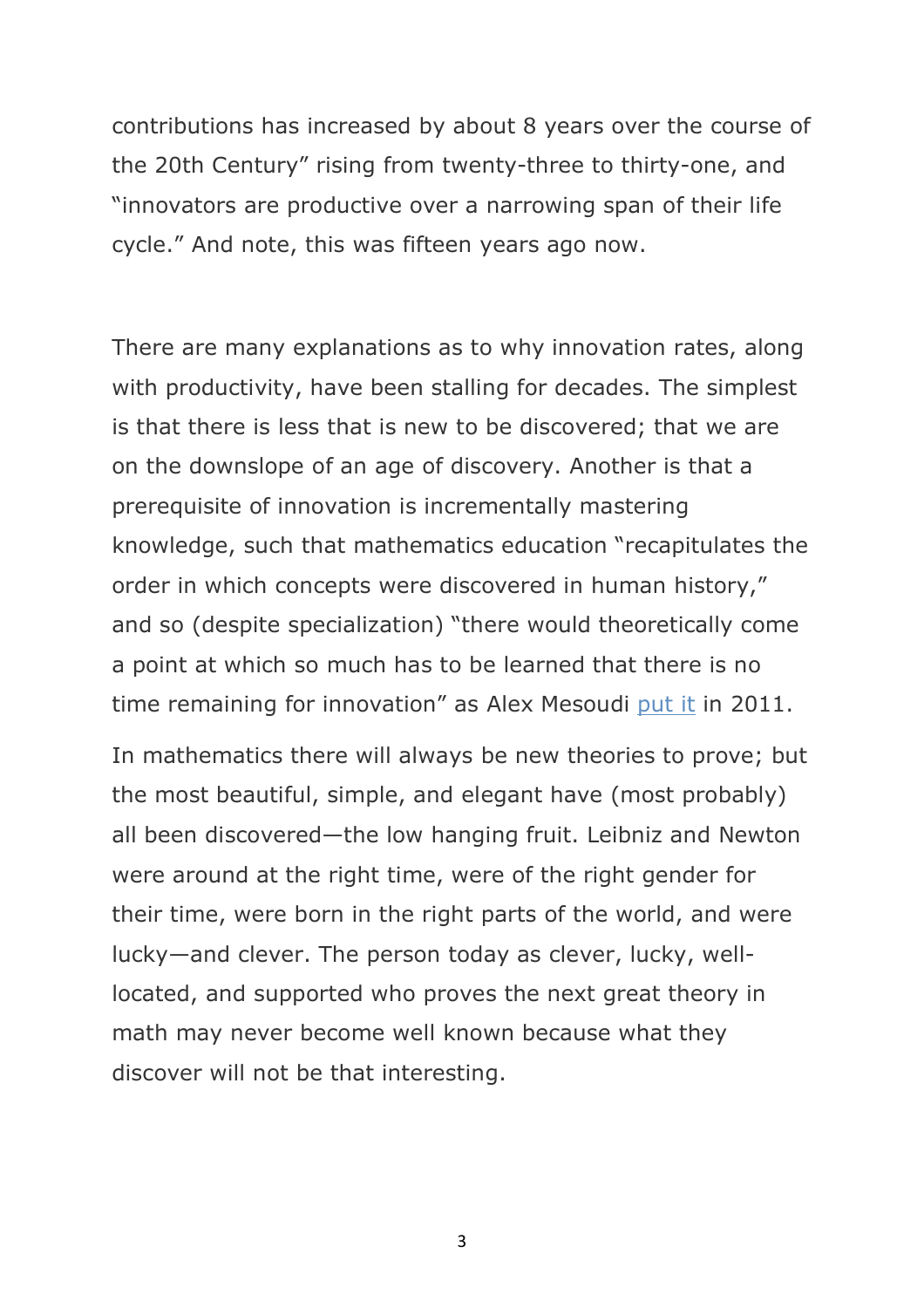contributions has increased by about 8 years over the course of the 20th Century" rising from twenty-three to thirty-one, and "innovators are productive over a narrowing span of their life cycle." And note, this was fifteen years ago now.

There are many explanations as to why innovation rates, along with productivity, have been stalling for decades. The simplest is that there is less that is new to be discovered; that we are on the downslope of an age of discovery. Another is that a prerequisite of innovation is incrementally mastering knowledge, such that mathematics education "recapitulates the order in which concepts were discovered in human history," and so (despite specialization) "there would theoretically come a point at which so much has to be learned that there is no time remaining for innovation" as Alex Mesoudi put it in 2011.

In mathematics there will always be new theories to prove; but the most beautiful, simple, and elegant have (most probably) all been discovered—the low hanging fruit. Leibniz and Newton were around at the right time, were of the right gender for their time, were born in the right parts of the world, and were lucky—and clever. The person today as clever, lucky, well-located, and supported who proves the next great theory in math may never become well known because what they discover will not be that interesting.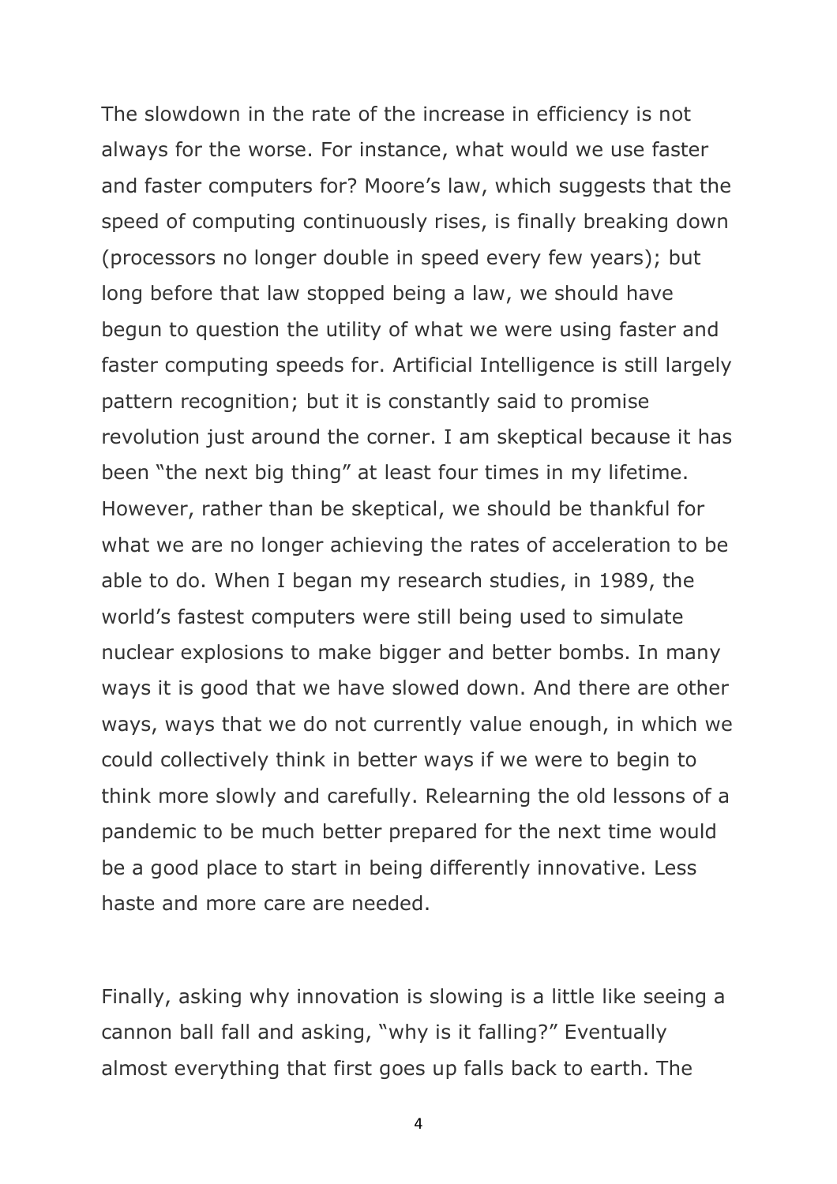The slowdown in the rate of the increase in efficiency is not always for the worse. For instance, what would we use faster and faster computers for? Moore's law, which suggests that the speed of computing continuously rises, is finally breaking down (processors no longer double in speed every few years); but long before that law stopped being a law, we should have begun to question the utility of what we were using faster and faster computing speeds for. Artificial Intelligence is still largely pattern recognition; but it is constantly said to promise revolution just around the corner. I am skeptical because it has been "the next big thing" at least four times in my lifetime. However, rather than be skeptical, we should be thankful for what we are no longer achieving the rates of acceleration to be able to do. When I began my research studies, in 1989, the world's fastest computers were still being used to simulate nuclear explosions to make bigger and better bombs. In many ways it is good that we have slowed down. And there are other ways, ways that we do not currently value enough, in which we could collectively think in better ways if we were to begin to think more slowly and carefully. Relearning the old lessons of a pandemic to be much better prepared for the next time would be a good place to start in being differently innovative. Less haste and more care are needed.

Finally, asking why innovation is slowing is a little like seeing a cannon ball fall and asking, "why is it falling?" Eventually almost everything that first goes up falls back to earth. The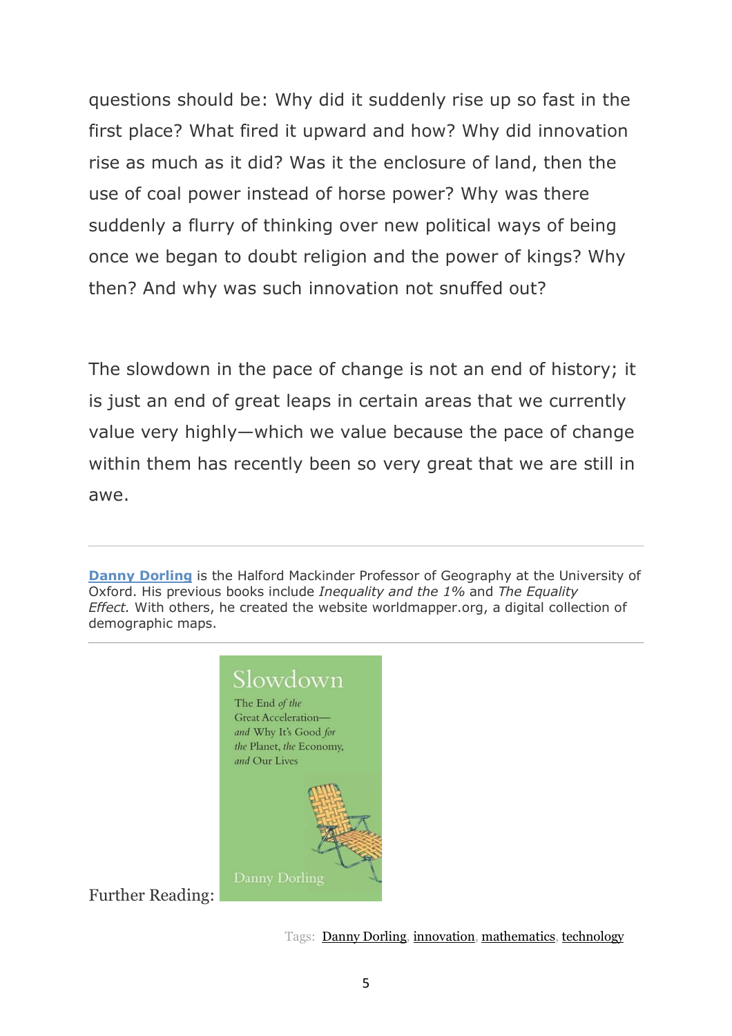questions should be: Why did it suddenly rise up so fast in the first place? What fired it upward and how? Why did innovation rise as much as it did? Was it the enclosure of land, then the use of coal power instead of horse power? Why was there suddenly a flurry of thinking over new political ways of being once we began to doubt religion and the power of kings? Why then? And why was such innovation not snuffed out?

The slowdown in the pace of change is not an end of history; it is just an end of great leaps in certain areas that we currently value very highly—which we value because the pace of change within them has recently been so very great that we are still in awe.

---

**Danny Dorling** is the Halford Mackinder Professor of Geography at the University of Oxford. His previous books include *Inequality and the 1%* and *The Equality Effect.* With others, he created the website worldmapper.org, a digital collection of demographic maps.

---

Further Reading:

Slowdown

The End *of the* Great Acceleration—*and* Why It's Good *for the* Planet, *the* Economy, *and* Our Lives

Danny Dorling

Tags: Danny Dorling, innovation, mathematics, technology